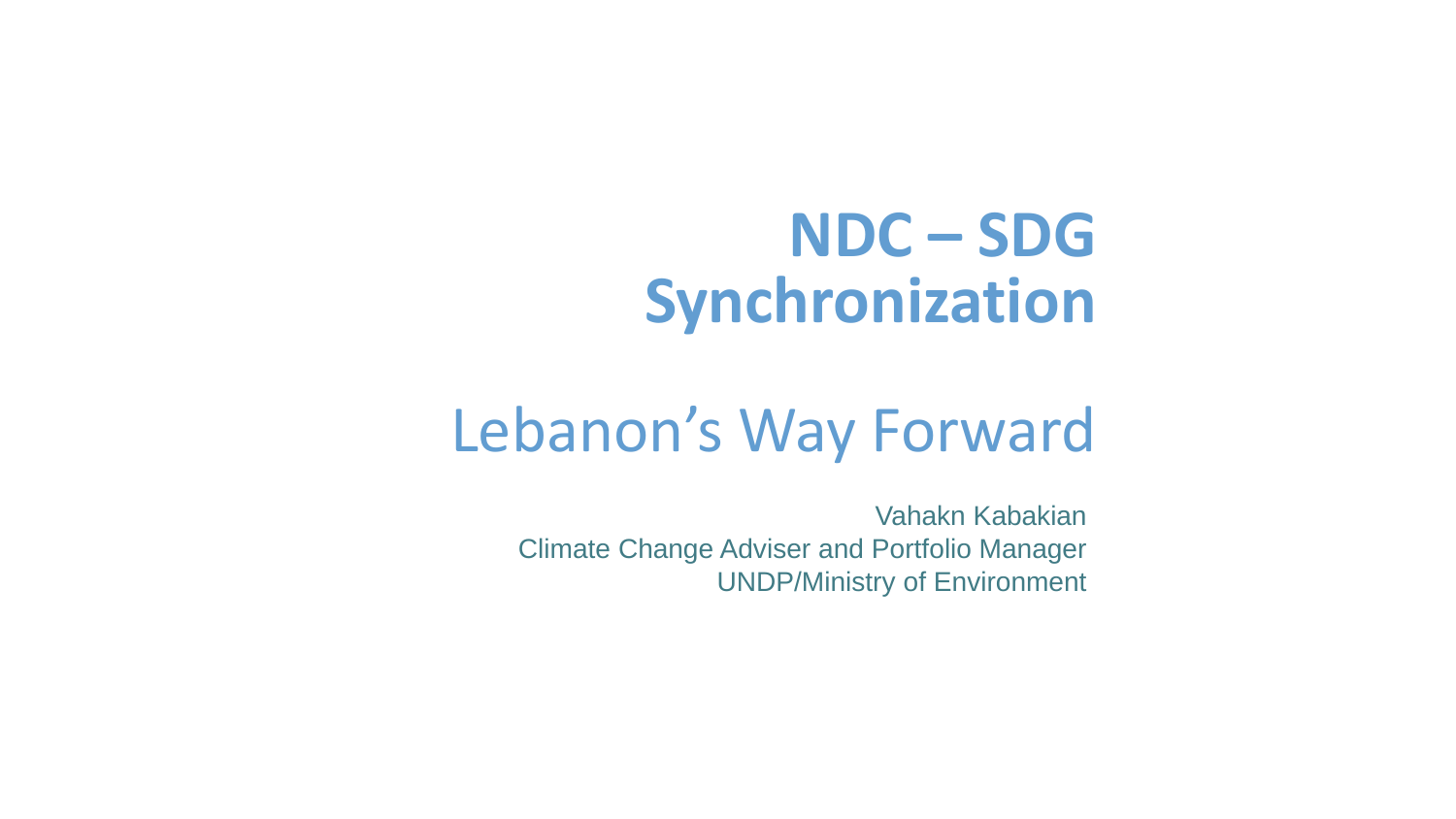# NDC – SDG Synchronization

## Lebanon's Way Forward

Vahakn Kabakian
Climate Change Adviser and Portfolio Manager
UNDP/Ministry of Environment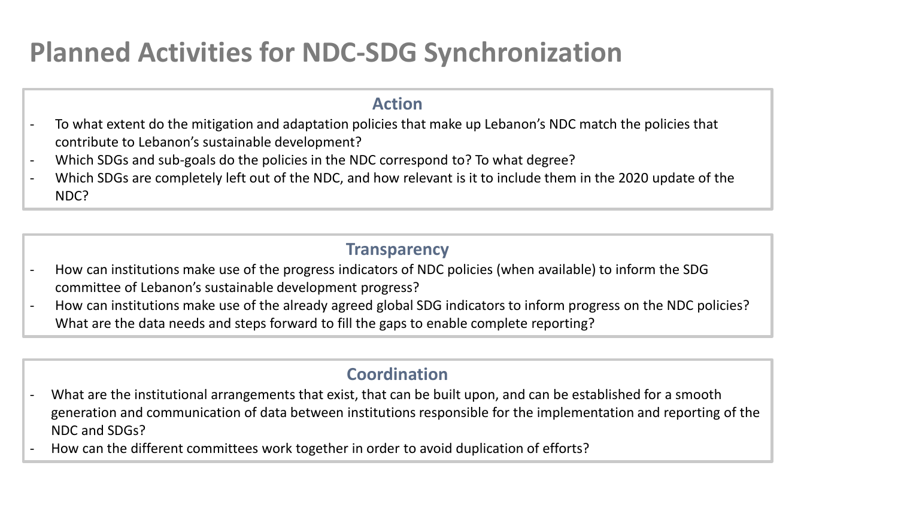# Planned Activities for NDC-SDG Synchronization

## Action

- To what extent do the mitigation and adaptation policies that make up Lebanon's NDC match the policies that contribute to Lebanon's sustainable development?
- Which SDGs and sub-goals do the policies in the NDC correspond to? To what degree?
- Which SDGs are completely left out of the NDC, and how relevant is it to include them in the 2020 update of the NDC?

## Transparency

- How can institutions make use of the progress indicators of NDC policies (when available) to inform the SDG committee of Lebanon's sustainable development progress?
- How can institutions make use of the already agreed global SDG indicators to inform progress on the NDC policies? What are the data needs and steps forward to fill the gaps to enable complete reporting?

## Coordination

- What are the institutional arrangements that exist, that can be built upon, and can be established for a smooth generation and communication of data between institutions responsible for the implementation and reporting of the NDC and SDGs?
- How can the different committees work together in order to avoid duplication of efforts?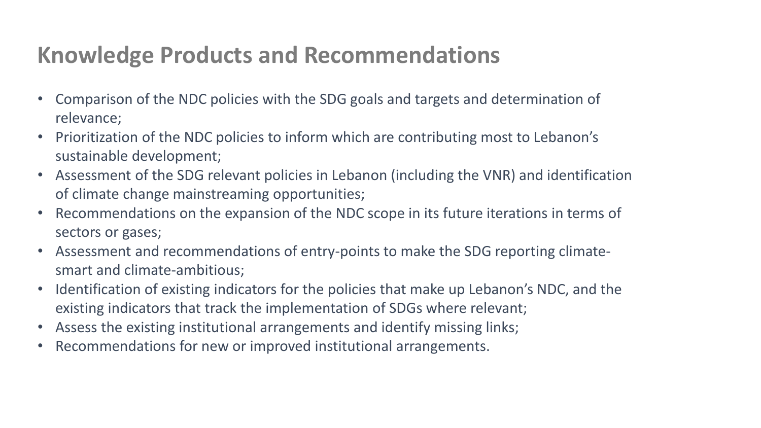# Knowledge Products and Recommendations

- Comparison of the NDC policies with the SDG goals and targets and determination of relevance;
- Prioritization of the NDC policies to inform which are contributing most to Lebanon's sustainable development;
- Assessment of the SDG relevant policies in Lebanon (including the VNR) and identification of climate change mainstreaming opportunities;
- Recommendations on the expansion of the NDC scope in its future iterations in terms of sectors or gases;
- Assessment and recommendations of entry-points to make the SDG reporting climate-smart and climate-ambitious;
- Identification of existing indicators for the policies that make up Lebanon's NDC, and the existing indicators that track the implementation of SDGs where relevant;
- Assess the existing institutional arrangements and identify missing links;
- Recommendations for new or improved institutional arrangements.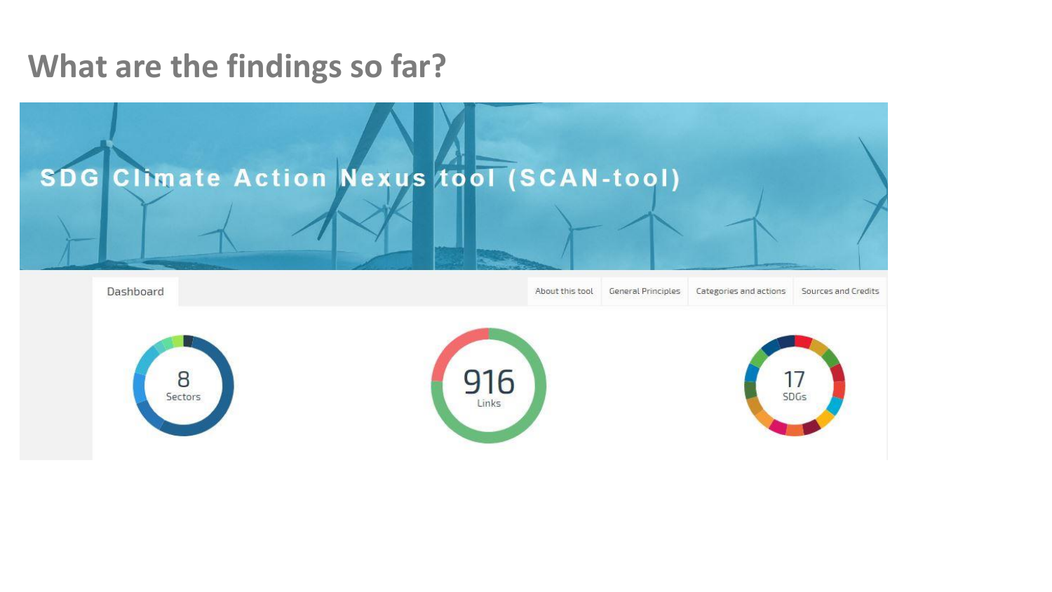# What are the findings so far?

SDG Climate Action Nexus tool (SCAN-tool)

Dashboard

About this tool | General Principles | Categories and actions | Sources and Credits

8 Sectors

916 Links

17 SDGs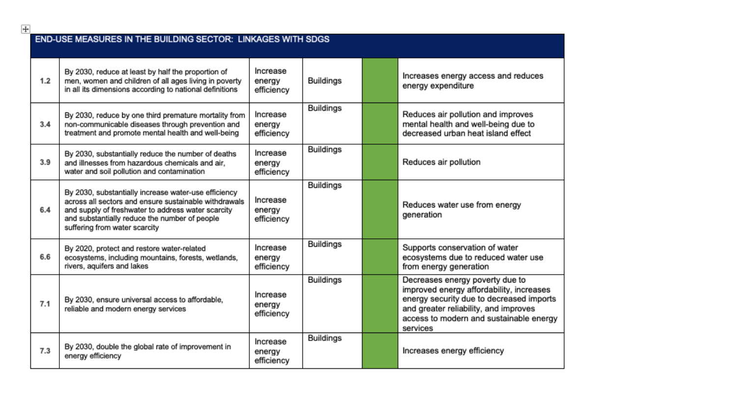| END-USE MEASURES IN THE BUILDING SECTOR: LINKAGES WITH SDGS | | | | | |
|---|---|---|---|---|---|
| 1.2 | By 2030, reduce at least by half the proportion of men, women and children of all ages living in poverty in all its dimensions according to national definitions | Increase energy efficiency | Buildings | | Increases energy access and reduces energy expenditure |
| 3.4 | By 2030, reduce by one third premature mortality from non-communicable diseases through prevention and treatment and promote mental health and well-being | Increase energy efficiency | Buildings | | Reduces air pollution and improves mental health and well-being due to decreased urban heat island effect |
| 3.9 | By 2030, substantially reduce the number of deaths and illnesses from hazardous chemicals and air, water and soil pollution and contamination | Increase energy efficiency | Buildings | | Reduces air pollution |
| 6.4 | By 2030, substantially increase water-use efficiency across all sectors and ensure sustainable withdrawals and supply of freshwater to address water scarcity and substantially reduce the number of people suffering from water scarcity | Increase energy efficiency | Buildings | | Reduces water use from energy generation |
| 6.6 | By 2020, protect and restore water-related ecosystems, including mountains, forests, wetlands, rivers, aquifers and lakes | Increase energy efficiency | Buildings | | Supports conservation of water ecosystems due to reduced water use from energy generation |
| 7.1 | By 2030, ensure universal access to affordable, reliable and modern energy services | Increase energy efficiency | Buildings | | Decreases energy poverty due to improved energy affordability, increases energy security due to decreased imports and greater reliability, and improves access to modern and sustainable energy services |
| 7.3 | By 2030, double the global rate of improvement in energy efficiency | Increase energy efficiency | Buildings | | Increases energy efficiency |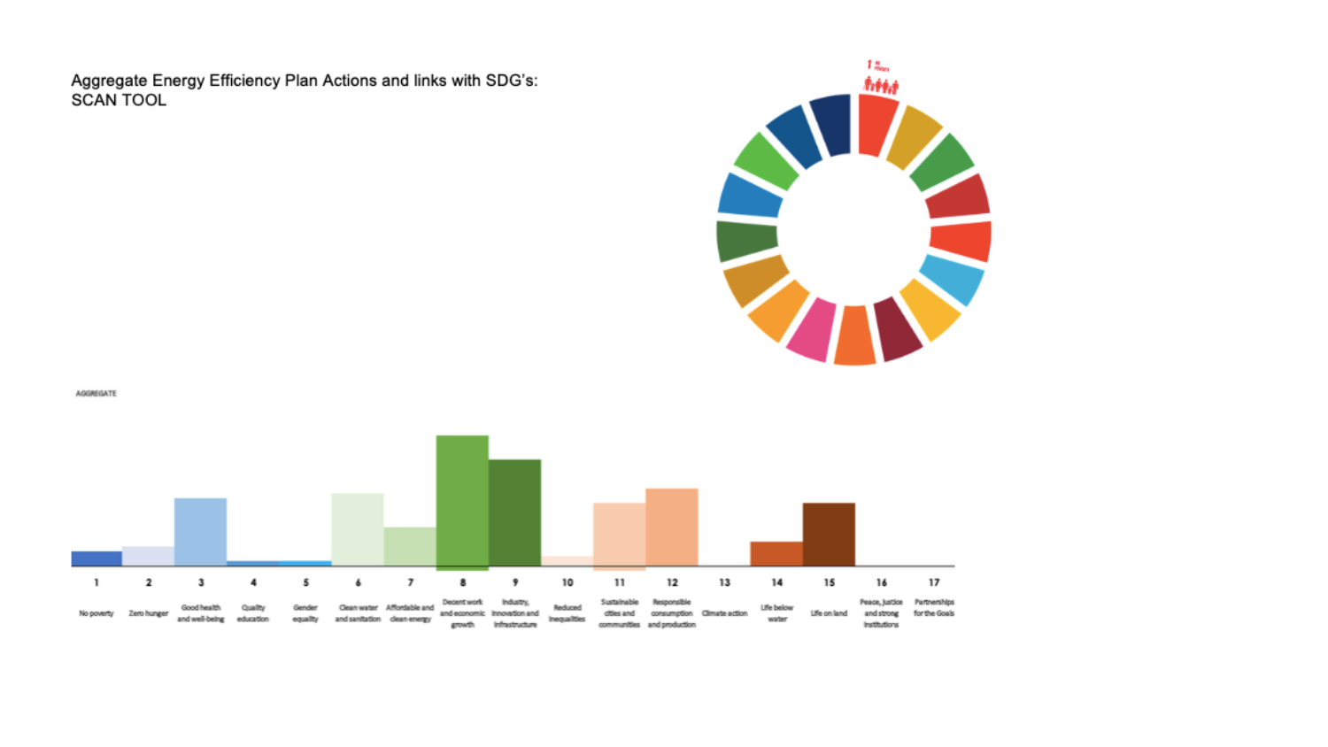Aggregate Energy Efficiency Plan Actions and links with SDG's:
SCAN TOOL

AGGREGATE

| 1 | 2 | 3 | 4 | 5 | 6 | 7 | 8 | 9 | 10 | 11 | 12 | 13 | 14 | 15 | 16 | 17 |
|---|---|---|---|---|---|---|---|---|---|---|---|---|---|---|---|---|
| No poverty | Zero hunger | Good health and well-being | Quality education | Gender equality | Clean water and sanitation | Affordable and clean energy | Decent work and economic growth | Industry, Innovation and Infrastructure | Reduced inequalities | Sustainable cities and communities | Responsible consumption and production | Climate action | Life below water | Life on land | Peace, justice and strong institutions | Partnerships for the Goals |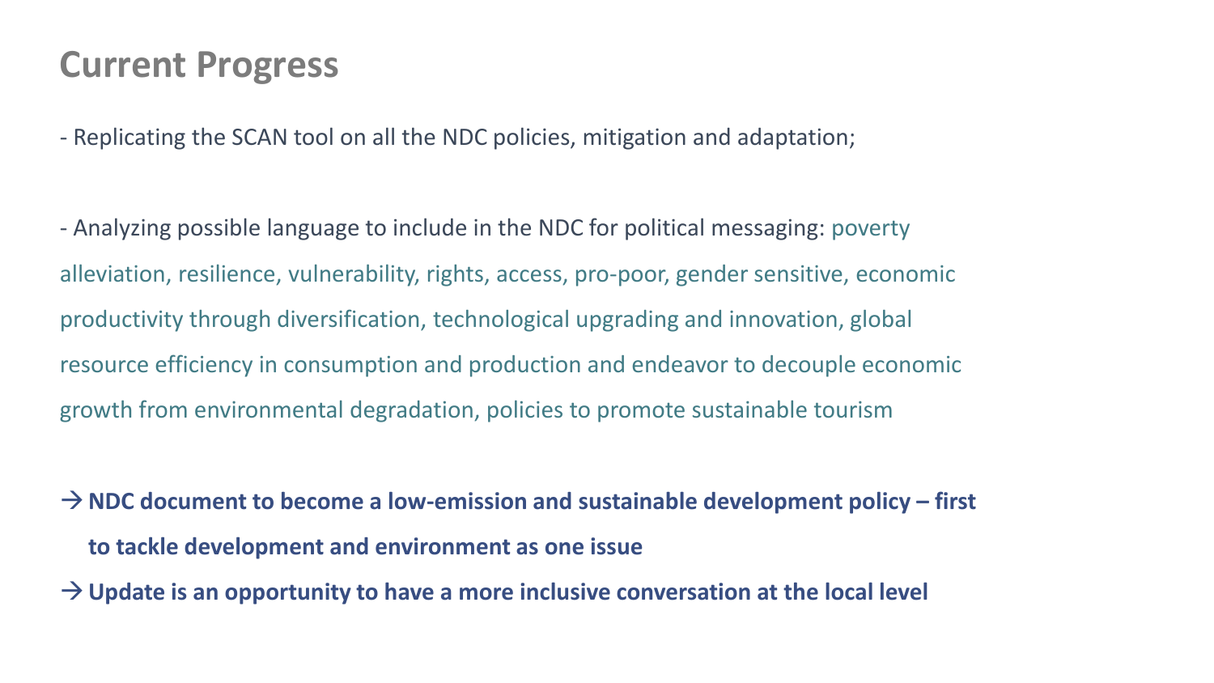# Current Progress

- Replicating the SCAN tool on all the NDC policies, mitigation and adaptation;

- Analyzing possible language to include in the NDC for political messaging: poverty alleviation, resilience, vulnerability, rights, access, pro-poor, gender sensitive, economic productivity through diversification, technological upgrading and innovation, global resource efficiency in consumption and production and endeavor to decouple economic growth from environmental degradation, policies to promote sustainable tourism

→ **NDC document to become a low-emission and sustainable development policy – first to tackle development and environment as one issue**

→ **Update is an opportunity to have a more inclusive conversation at the local level**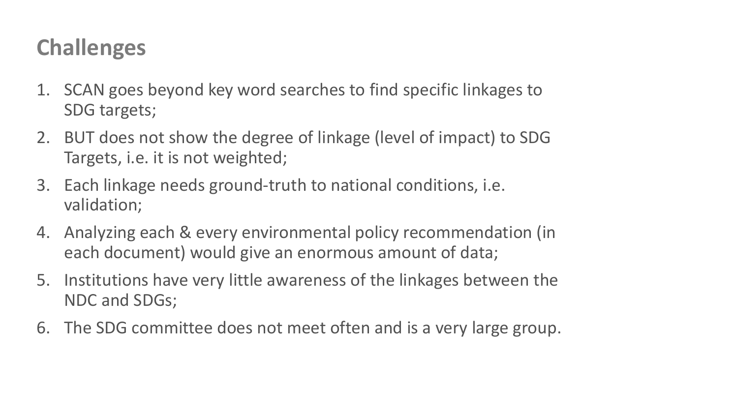## Challenges

1. SCAN goes beyond key word searches to find specific linkages to SDG targets;
2. BUT does not show the degree of linkage (level of impact) to SDG Targets, i.e. it is not weighted;
3. Each linkage needs ground-truth to national conditions, i.e. validation;
4. Analyzing each & every environmental policy recommendation (in each document) would give an enormous amount of data;
5. Institutions have very little awareness of the linkages between the NDC and SDGs;
6. The SDG committee does not meet often and is a very large group.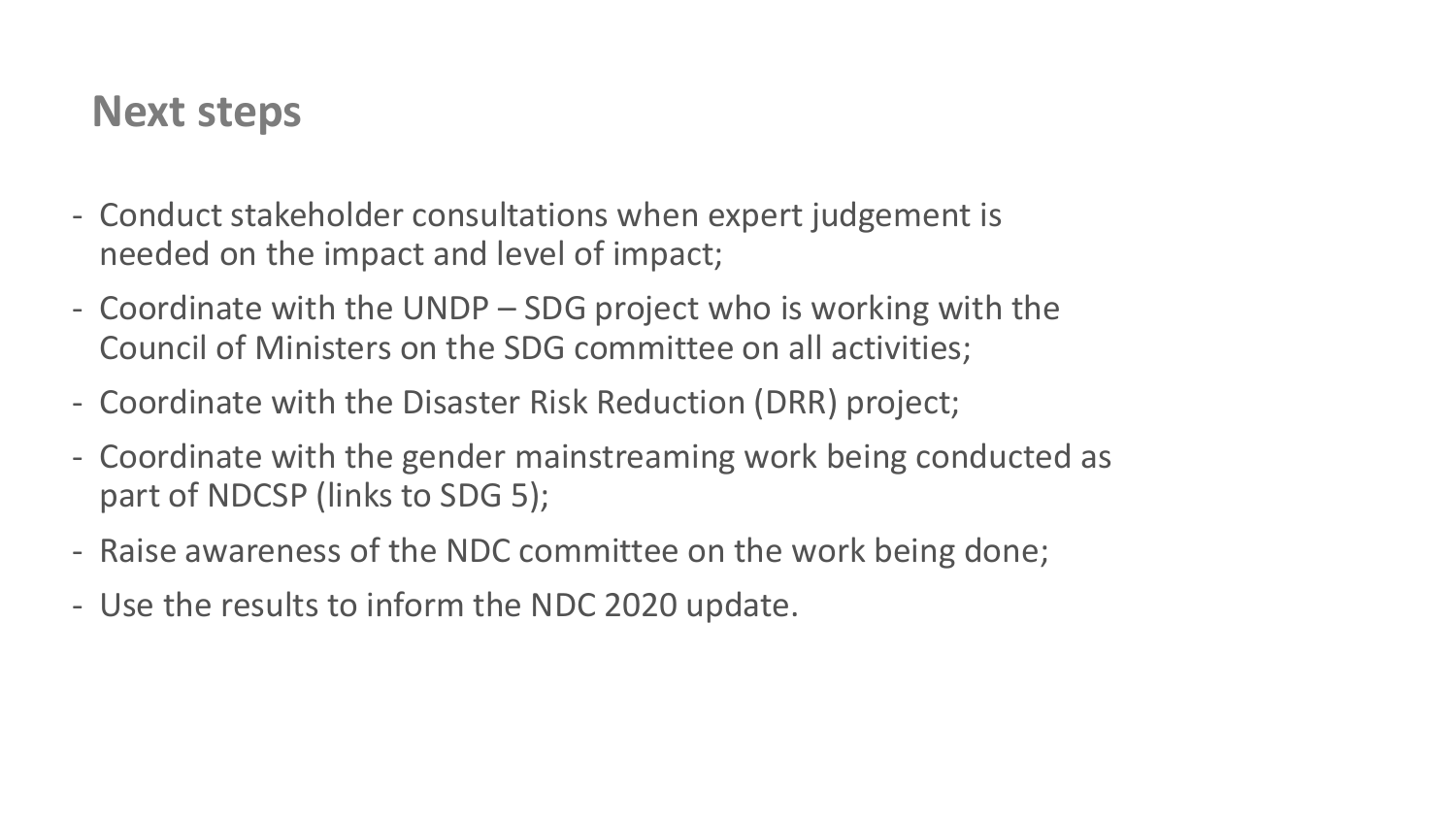## Next steps

- Conduct stakeholder consultations when expert judgement is needed on the impact and level of impact;
- Coordinate with the UNDP – SDG project who is working with the Council of Ministers on the SDG committee on all activities;
- Coordinate with the Disaster Risk Reduction (DRR) project;
- Coordinate with the gender mainstreaming work being conducted as part of NDCSP (links to SDG 5);
- Raise awareness of the NDC committee on the work being done;
- Use the results to inform the NDC 2020 update.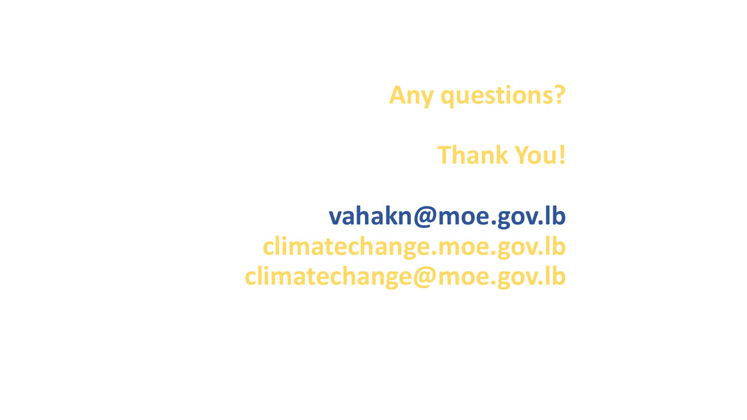**Any questions?**

**Thank You!**

**vahakn@moe.gov.lb**
**climatechange.moe.gov.lb**
**climatechange@moe.gov.lb**